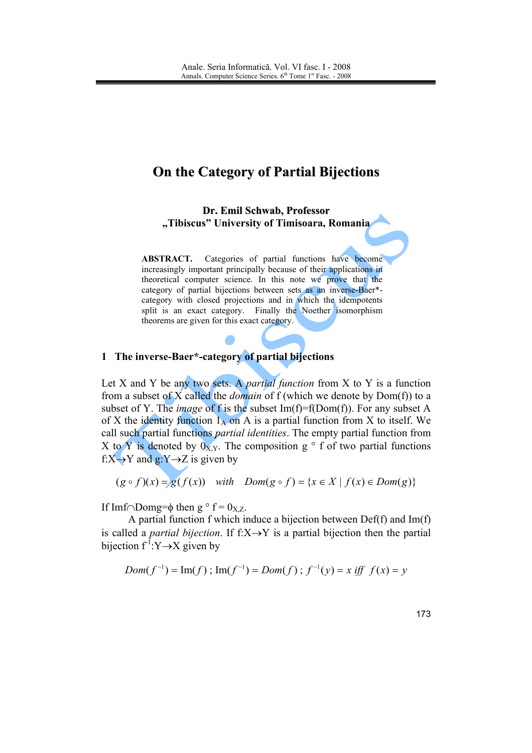# On the Category of Partial Bijections

**Dr. Emil Schwab, Professor**
**„Tibiscus" University of Timisoara, Romania**

**ABSTRACT.** Categories of partial functions have become increasingly important principally because of their applications in theoretical computer science. In this note we prove that the category of partial bijections between sets as an inverse-Baer*-category with closed projections and in which the idempotents split is an exact category. Finally the Noether isomorphism theorems are given for this exact category.

## 1 The inverse-Baer*-category of partial bijections

Let X and Y be any two sets. A *partial function* from X to Y is a function from a subset of X called the *domain* of f (which we denote by Dom(f)) to a subset of Y. The *image* of f is the subset Im(f)=f(Dom(f)). For any subset A of X the identity function $1_A$ on A is a partial function from X to itself. We call such partial functions *partial identities*. The empty partial function from X to Y is denoted by $0_{X,Y}$. The composition $g \circ f$ of two partial functions $f{:}X \to Y$ and $g{:}Y \to Z$ is given by

$$(g \circ f)(x) = g(f(x)) \quad with \quad Dom(g \circ f) = \{x \in X \mid f(x) \in Dom(g)\}$$

If $\mathrm{Im}f \cap \mathrm{Dom}g = \phi$ then $g \circ f = 0_{X,Z}$.

A partial function f which induce a bijection between Def(f) and Im(f) is called a *partial bijection*. If $f{:}X \to Y$ is a partial bijection then the partial bijection $f^{-1}{:}Y \to X$ given by

$$Dom(f^{-1}) = \mathrm{Im}(f)\,;\ \mathrm{Im}(f^{-1}) = Dom(f)\,;\ f^{-1}(y) = x \ iff \ f(x) = y$$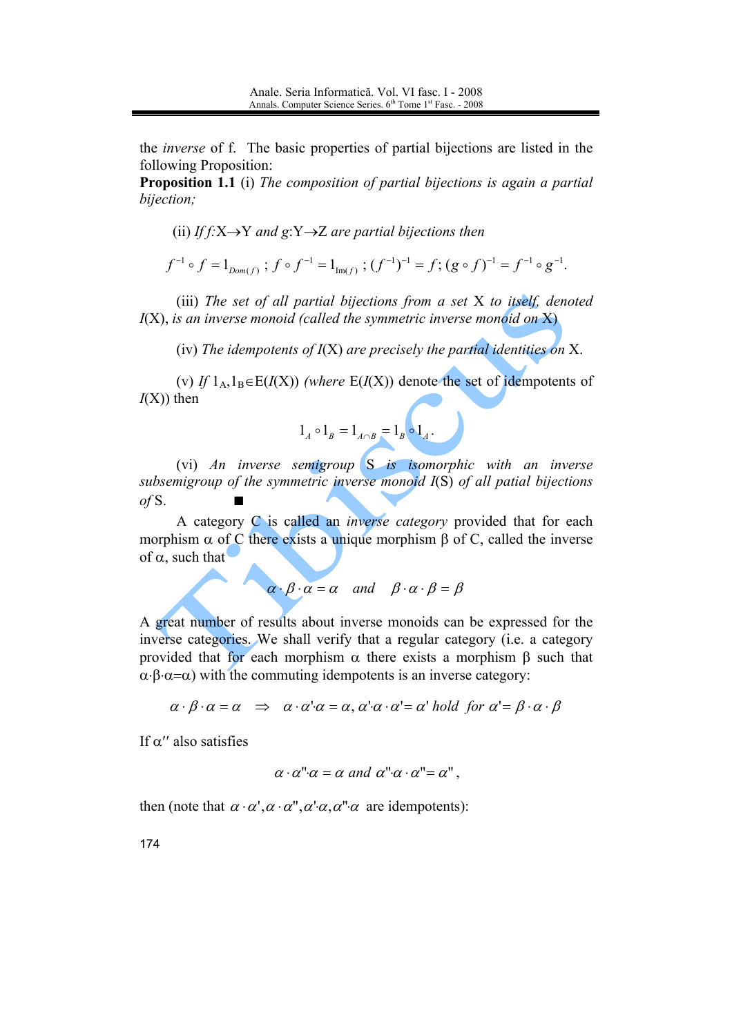the *inverse* of f. The basic properties of partial bijections are listed in the following Proposition:

**Proposition 1.1** (i) *The composition of partial bijections is again a partial bijection;*

(ii) *If f*:X→Y *and g*:Y→Z *are partial bijections then*

$$f^{-1} \circ f = 1_{Dom(f)} \,;\, f \circ f^{-1} = 1_{\mathrm{Im}(f)} \,;\, (f^{-1})^{-1} = f ;\, (g \circ f)^{-1} = f^{-1} \circ g^{-1}.$$

(iii) *The set of all partial bijections from a set* X *to itself, denoted* $I$(X), *is an inverse monoid (called the symmetric inverse monoid on* X)

(iv) *The idempotents of* $I$(X) *are precisely the partial identities on* X.

(v) *If* $1_A, 1_B \in E(I(X))$ *(where* E($I$(X)) denote the set of idempotents of $I$(X)) then

$$1_A \circ 1_B = 1_{A \cap B} = 1_B \circ 1_A.$$

(vi) *An inverse semigroup* S *is isomorphic with an inverse subsemigroup of the symmetric inverse monoid* $I$(S) *of all patial bijections of* S. ■

A category C is called an *inverse category* provided that for each morphism α of C there exists a unique morphism β of C, called the inverse of α, such that

$$\alpha \cdot \beta \cdot \alpha = \alpha \quad and \quad \beta \cdot \alpha \cdot \beta = \beta$$

A great number of results about inverse monoids can be expressed for the inverse categories. We shall verify that a regular category (i.e. a category provided that for each morphism α there exists a morphism β such that α·β·α=α) with the commuting idempotents is an inverse category:

$$\alpha \cdot \beta \cdot \alpha = \alpha \quad \Rightarrow \quad \alpha \cdot \alpha' \cdot \alpha = \alpha, \alpha' \cdot \alpha \cdot \alpha' = \alpha' \ hold \ \ for \ \alpha' = \beta \cdot \alpha \cdot \beta$$

If α′′ also satisfies

$$\alpha \cdot \alpha'' \cdot \alpha = \alpha \ and \ \alpha'' \cdot \alpha \cdot \alpha'' = \alpha'',$$

then (note that $\alpha \cdot \alpha', \alpha \cdot \alpha'', \alpha' \cdot \alpha, \alpha'' \cdot \alpha$ are idempotents):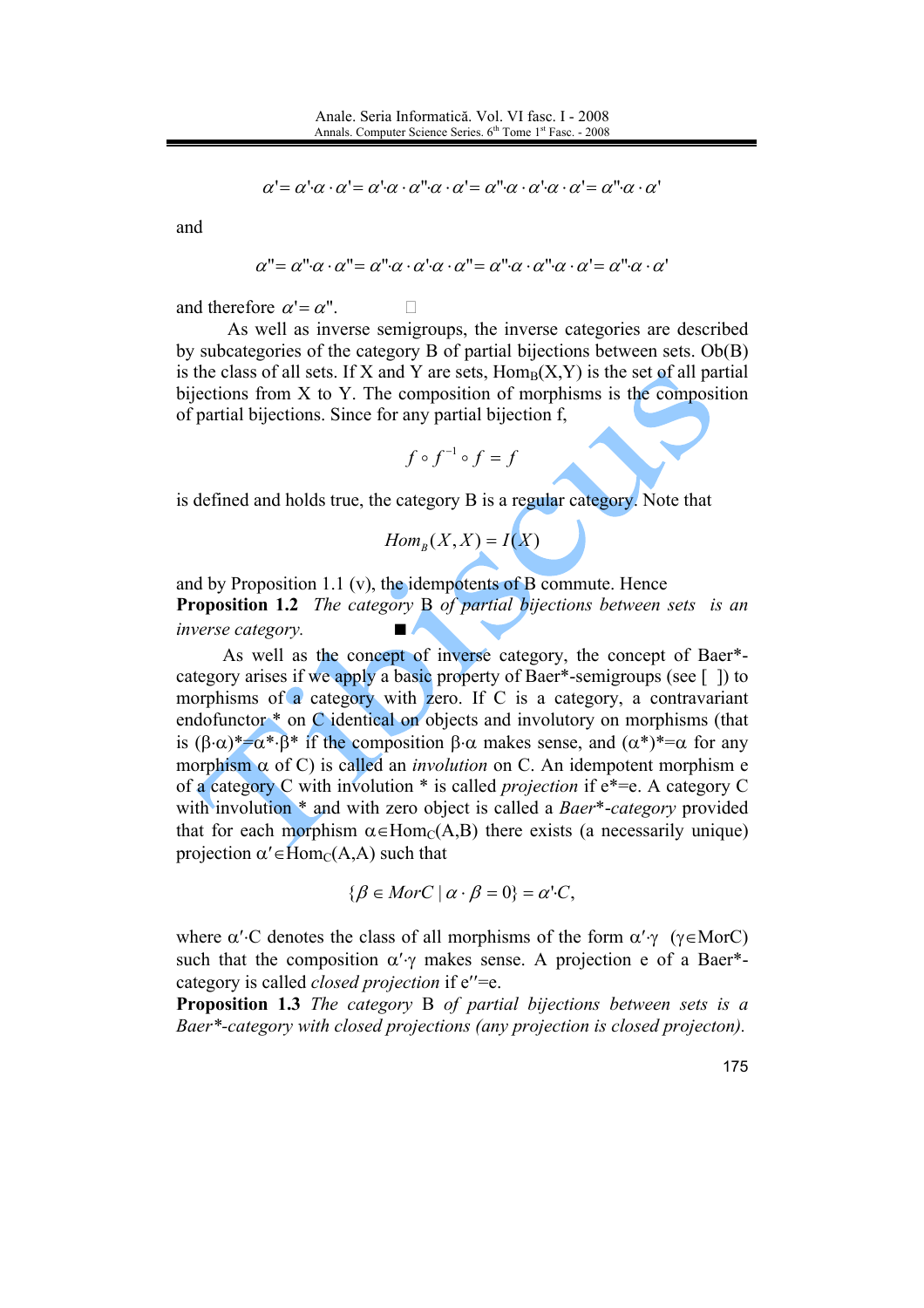$$\alpha' = \alpha' \cdot \alpha \cdot \alpha' = \alpha' \cdot \alpha \cdot \alpha'' \cdot \alpha \cdot \alpha' = \alpha'' \cdot \alpha \cdot \alpha' \cdot \alpha \cdot \alpha' = \alpha'' \cdot \alpha \cdot \alpha'$$

and

$$\alpha'' = \alpha'' \cdot \alpha \cdot \alpha'' = \alpha'' \cdot \alpha \cdot \alpha' \cdot \alpha \cdot \alpha'' = \alpha'' \cdot \alpha \cdot \alpha'' \cdot \alpha \cdot \alpha' = \alpha'' \cdot \alpha \cdot \alpha'$$

and therefore $\alpha' = \alpha''$. □

As well as inverse semigroups, the inverse categories are described by subcategories of the category B of partial bijections between sets. Ob(B) is the class of all sets. If X and Y are sets, $Hom_B(X,Y)$ is the set of all partial bijections from X to Y. The composition of morphisms is the composition of partial bijections. Since for any partial bijection f,

$$f \circ f^{-1} \circ f = f$$

is defined and holds true, the category B is a regular category. Note that

$$Hom_B(X,X) = I(X)$$

and by Proposition 1.1 (v), the idempotents of B commute. Hence

**Proposition 1.2** *The category* B *of partial bijections between sets is an inverse category.* ■

As well as the concept of inverse category, the concept of Baer*-category arises if we apply a basic property of Baer*-semigroups (see [ ]) to morphisms of a category with zero. If C is a category, a contravariant endofunctor * on C identical on objects and involutory on morphisms (that is $(\beta\cdot\alpha)^* = \alpha^* \cdot \beta^*$ if the composition $\beta\cdot\alpha$ makes sense, and $(\alpha^*)^* = \alpha$ for any morphism $\alpha$ of C) is called an *involution* on C. An idempotent morphism e of a category C is called *projection* if $e^* = e$. A category C with involution * and with zero object is called a *Baer\*-category* provided that for each morphism $\alpha \in Hom_C(A,B)$ there exists (a necessarily unique) projection $\alpha' \in Hom_C(A,A)$ such that

$$\{\beta \in MorC \mid \alpha \cdot \beta = 0\} = \alpha' C,$$

where $\alpha' \cdot C$ denotes the class of all morphisms of the form $\alpha' \cdot \gamma$ ($\gamma \in MorC$) such that the composition $\alpha' \cdot \gamma$ makes sense. A projection e of a Baer*-category is called *closed projection* if $e'' = e$.

**Proposition 1.3** *The category* B *of partial bijections between sets is a Baer\*-category with closed projections (any projection is closed projecton).*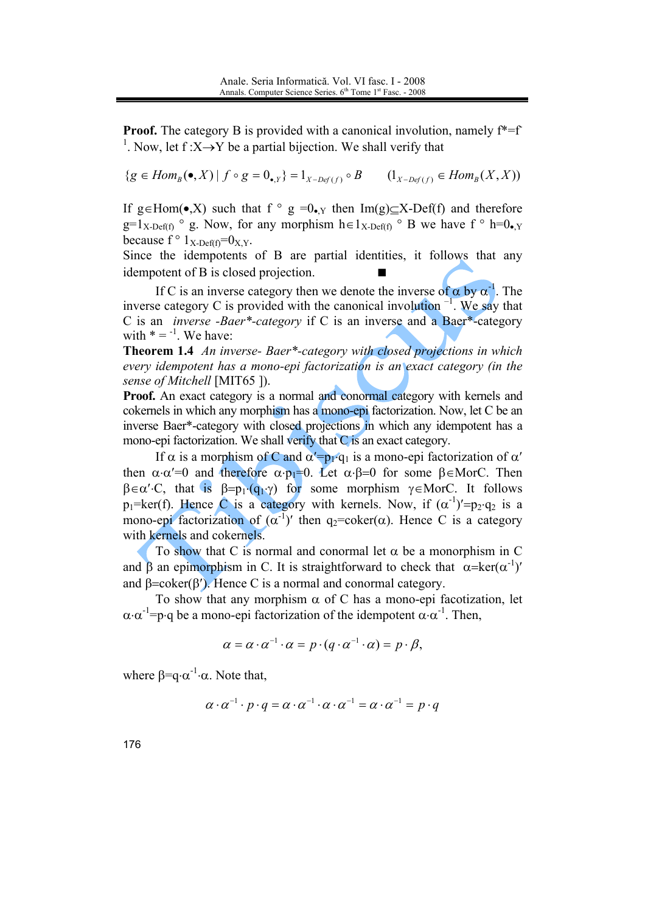**Proof.** The category B is provided with a canonical involution, namely $f^* = f^{-1}$. Now, let $f : X \to Y$ be a partial bijection. We shall verify that

$$\{g \in Hom_B(\bullet, X) \mid f \circ g = 0_{\bullet,Y}\} = 1_{X-Def(f)} \circ B \qquad (1_{X-Def(f)} \in Hom_B(X, X))$$

If $g \in Hom(\bullet, X)$ such that $f \circ g = 0_{\bullet,Y}$ then $Im(g) \subseteq X\text{-}Def(f)$ and therefore $g = 1_{X\text{-}Def(f)} \circ g$. Now, for any morphism $h \in 1_{X\text{-}Def(f)} \circ B$ we have $f \circ h = 0_{\bullet,Y}$ because $f \circ 1_{X\text{-}Def(f)} = 0_{X,Y}$.

Since the idempotents of B are partial identities, it follows that any idempotent of B is closed projection. ■

If C is an inverse category then we denote the inverse of $\alpha$ by $\alpha^{-1}$. The inverse category C is provided with the canonical involution $^{-1}$. We say that C is an *inverse -Baer\*-category* if C is an inverse and a Baer*-category with $* = {}^{-1}$. We have:

**Theorem 1.4** *An inverse- Baer\*-category with closed projections in which every idempotent has a mono-epi factorization is an exact category (in the sense of Mitchell* [MIT65 ]).

**Proof.** An exact category is a normal and conormal category with kernels and cokernels in which any morphism has a mono-epi factorization. Now, let C be an inverse Baer*-category with closed projections in which any idempotent has a mono-epi factorization. We shall verify that C is an exact category.

If $\alpha$ is a morphism of C and $\alpha' = p_1 \cdot q_1$ is a mono-epi factorization of $\alpha'$ then $\alpha \cdot \alpha' = 0$ and therefore $\alpha \cdot p_1 = 0$. Let $\alpha \cdot \beta = 0$ for some $\beta \in MorC$. Then $\beta \in \alpha' \cdot C$, that is $\beta = p_1 \cdot (q_1 \cdot \gamma)$ for some morphism $\gamma \in MorC$. It follows $p_1 = \ker(f)$. Hence C is a category with kernels. Now, if $(\alpha^{-1})' = p_2 \cdot q_2$ is a mono-epi factorization of $(\alpha^{-1})'$ then $q_2 = \operatorname{coker}(\alpha)$. Hence C is a category with kernels and cokernels.

To show that C is normal and conormal let $\alpha$ be a monorphism in C and $\beta$ an epimorphism in C. It is straightforward to check that $\alpha = \ker(\alpha^{-1})'$ and $\beta = \operatorname{coker}(\beta')$. Hence C is a normal and conormal category.

To show that any morphism $\alpha$ of C has a mono-epi facotization, let $\alpha \cdot \alpha^{-1} = p \cdot q$ be a mono-epi factorization of the idempotent $\alpha \cdot \alpha^{-1}$. Then,

$$\alpha = \alpha \cdot \alpha^{-1} \cdot \alpha = p \cdot (q \cdot \alpha^{-1} \cdot \alpha) = p \cdot \beta,$$

where $\beta = q \cdot \alpha^{-1} \cdot \alpha$. Note that,

$$\alpha \cdot \alpha^{-1} \cdot p \cdot q = \alpha \cdot \alpha^{-1} \cdot \alpha \cdot \alpha^{-1} = \alpha \cdot \alpha^{-1} = p \cdot q$$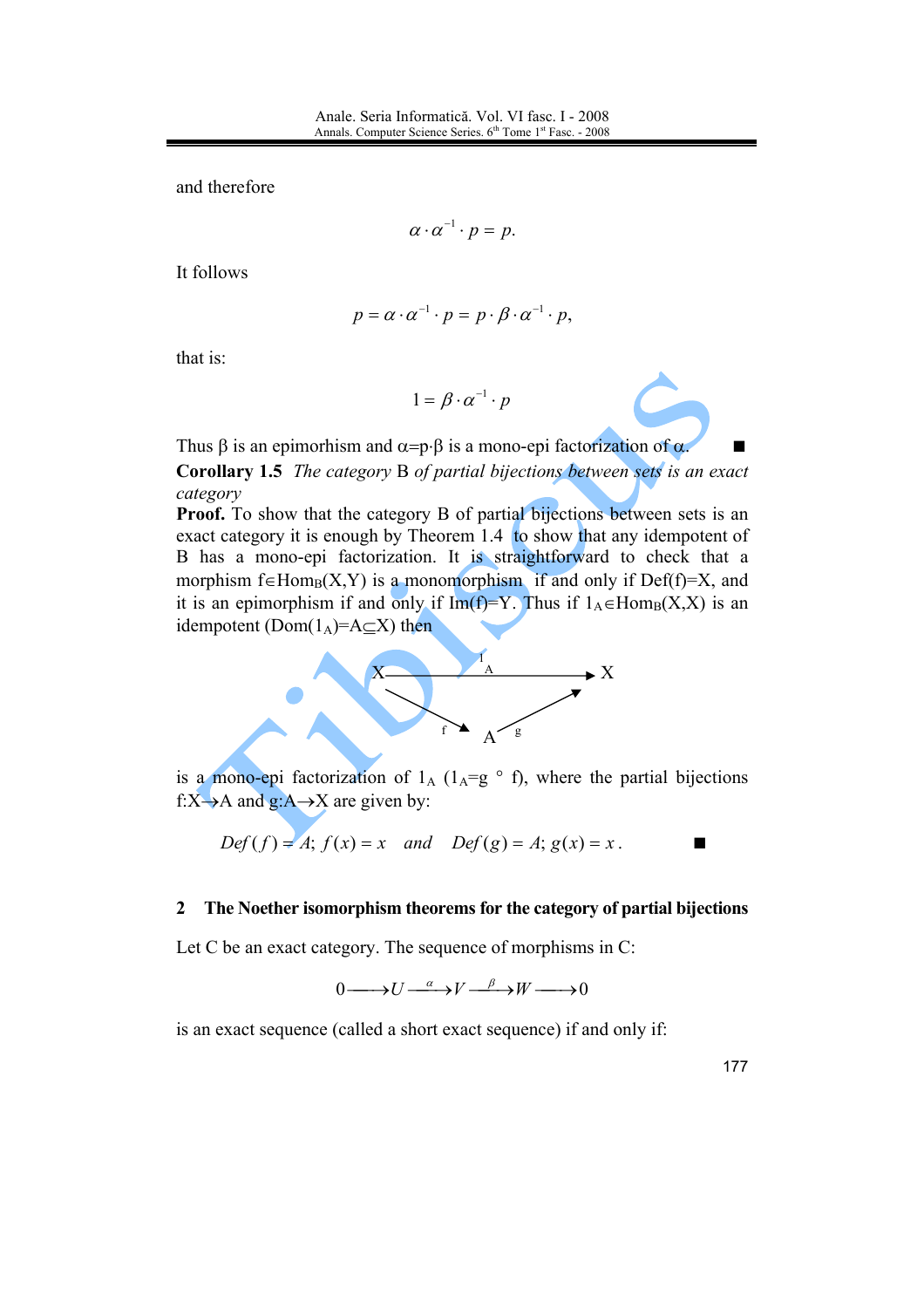and therefore

$$\alpha \cdot \alpha^{-1} \cdot p = p.$$

It follows

$$p = \alpha \cdot \alpha^{-1} \cdot p = p \cdot \beta \cdot \alpha^{-1} \cdot p,$$

that is:

$$1 = \beta \cdot \alpha^{-1} \cdot p$$

Thus β is an epimorhism and α=p·β is a mono-epi factorization of α. ■

**Corollary 1.5** *The category* B *of partial bijections between sets is an exact category*

**Proof.** To show that the category B of partial bijections between sets is an exact category it is enough by Theorem 1.4 to show that any idempotent of B has a mono-epi factorization. It is straightforward to check that a morphism $f \in Hom_B(X,Y)$ is a monomorphism if and only if Def(f)=X, and it is an epimorphism if and only if Im(f)=Y. Thus if $1_A \in Hom_B(X,X)$ is an idempotent ($Dom(1_A)=A \subseteq X$) then

$$\begin{array}{ccc} X & \xrightarrow{\quad 1_A \quad} & X \\ & {\searrow}^{f} \quad {\nearrow}_{g} & \\ & A & \end{array}$$

is a mono-epi factorization of $1_A$ ($1_A = g \circ f$), where the partial bijections $f{:}X \to A$ and $g{:}A \to X$ are given by:

$$Def(f) = A;\ f(x) = x \quad and \quad Def(g) = A;\ g(x) = x. \qquad ■$$

## 2 The Noether isomorphism theorems for the category of partial bijections

Let C be an exact category. The sequence of morphisms in C:

$$0 \longrightarrow U \xrightarrow{\ \alpha\ } V \xrightarrow{\ \beta\ } W \longrightarrow 0$$

is an exact sequence (called a short exact sequence) if and only if: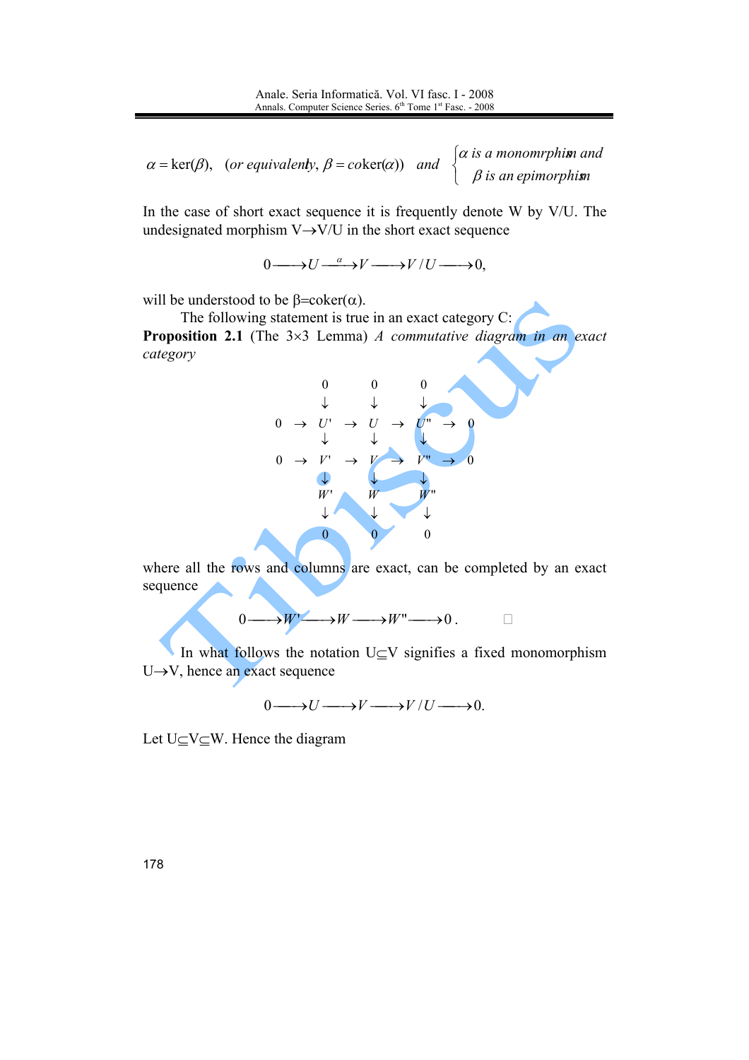$$\alpha = \ker(\beta), \quad (\textit{or equivalenty}, \ \beta = \text{coker}(\alpha)) \quad \textit{and} \quad \begin{cases} \alpha \text{ is a monomrphism and} \\ \beta \text{ is an epimorphism} \end{cases}$$

In the case of short exact sequence it is frequently denote W by V/U. The undesignated morphism V→V/U in the short exact sequence

$$0 \longrightarrow U \stackrel{\alpha}{\longrightarrow} V \longrightarrow V/U \longrightarrow 0,$$

will be understood to be β=coker(α).

The following statement is true in an exact category C:

**Proposition 2.1** (The 3×3 Lemma) *A commutative diagram in an exact category*

$$\begin{array}{ccccccccc}
 & & 0 & & 0 & & 0 & & \\
 & & \downarrow & & \downarrow & & \downarrow & & \\
0 & \to & U' & \to & U & \to & U'' & \to & 0 \\
 & & \downarrow & & \downarrow & & \downarrow & & \\
0 & \to & V' & \to & V & \to & V'' & \to & 0 \\
 & & \downarrow & & \downarrow & & \downarrow & & \\
 & & W' & & W & & W'' & & \\
 & & \downarrow & & \downarrow & & \downarrow & & \\
 & & 0 & & 0 & & 0 & &
\end{array}$$

where all the rows and columns are exact, can be completed by an exact sequence

$$0 \longrightarrow W' \longrightarrow W \longrightarrow W'' \longrightarrow 0. \qquad \square$$

In what follows the notation U⊆V signifies a fixed monomorphism U→V, hence an exact sequence

$$0 \longrightarrow U \longrightarrow V \longrightarrow V/U \longrightarrow 0.$$

Let U⊆V⊆W. Hence the diagram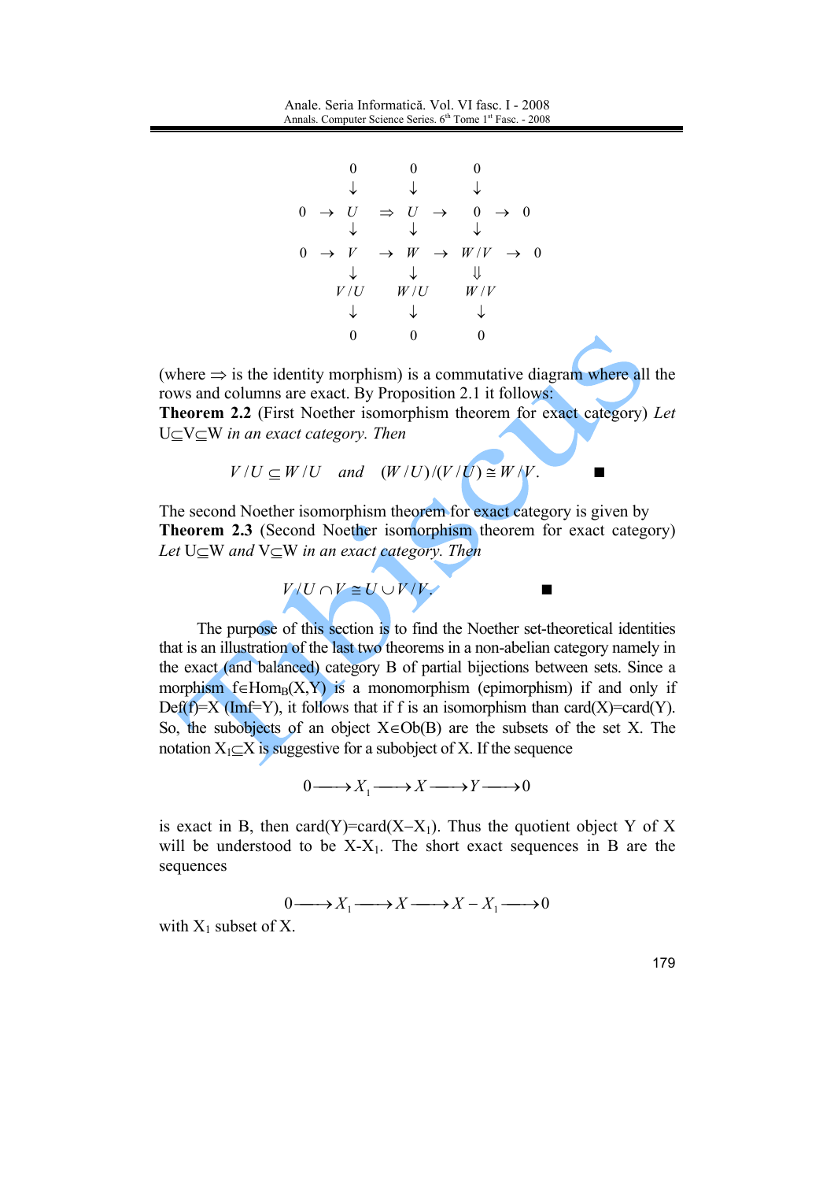$$
\begin{array}{ccccccccc}
 & & 0 & & 0 & & 0 & & \\
 & & \downarrow & & \downarrow & & \downarrow & & \\
0 & \to & U & \Rightarrow & U & \to & 0 & \to & 0 \\
 & & \downarrow & & \downarrow & & \downarrow & & \\
0 & \to & V & \to & W & \to & W/V & \to & 0 \\
 & & \downarrow & & \downarrow & & \Downarrow & & \\
 & & V/U & & W/U & & W/V & & \\
 & & \downarrow & & \downarrow & & \downarrow & & \\
 & & 0 & & 0 & & 0 & &
\end{array}
$$

(where $\Rightarrow$ is the identity morphism) is a commutative diagram where all the rows and columns are exact. By Proposition 2.1 it follows:

**Theorem 2.2** (First Noether isomorphism theorem for exact category) *Let* $U \subseteq V \subseteq W$ *in an exact category. Then*

$$V/U \subseteq W/U \quad \text{and} \quad (W/U)/(V/U) \cong W/V. \qquad \blacksquare$$

The second Noether isomorphism theorem for exact category is given by

**Theorem 2.3** (Second Noether isomorphism theorem for exact category) *Let* $U \subseteq W$ *and* $V \subseteq W$ *in an exact category. Then*

$$V/U \cap V \cong U \cup V/V. \qquad \blacksquare$$

The purpose of this section is to find the Noether set-theoretical identities that is an illustration of the last two theorems in a non-abelian category namely in the exact (and balanced) category B of partial bijections between sets. Since a morphism $f \in Hom_B(X,Y)$ is a monomorphism (epimorphism) if and only if $Def(f)=X$ ($Imf=Y$), it follows that if f is an isomorphism than card(X)=card(Y). So, the subobjects of an object $X \in Ob(B)$ are the subsets of the set X. The notation $X_1 \subseteq X$ is suggestive for a subobject of X. If the sequence

$$0 \longrightarrow X_1 \longrightarrow X \longrightarrow Y \longrightarrow 0$$

is exact in B, then $card(Y)=card(X-X_1)$. Thus the quotient object Y of X will be understood to be $X-X_1$. The short exact sequences in B are the sequences

$$0 \longrightarrow X_1 \longrightarrow X \longrightarrow X - X_1 \longrightarrow 0$$

with $X_1$ subset of X.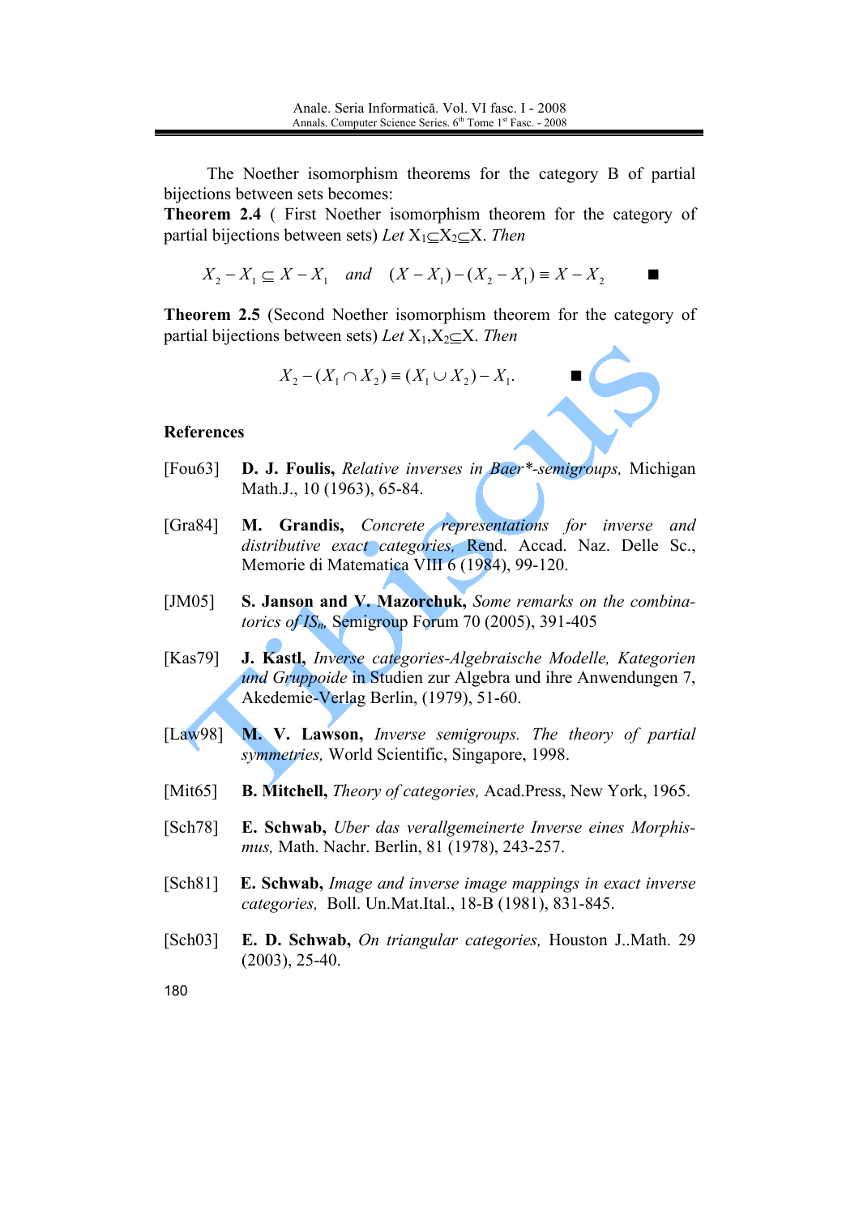The Noether isomorphism theorems for the category B of partial bijections between sets becomes:

**Theorem 2.4** ( First Noether isomorphism theorem for the category of partial bijections between sets) *Let* $X_1 \subseteq X_2 \subseteq X$. *Then*

$$X_2 - X_1 \subseteq X - X_1 \quad and \quad (X - X_1) - (X_2 - X_1) \equiv X - X_2 \qquad \blacksquare$$

**Theorem 2.5** (Second Noether isomorphism theorem for the category of partial bijections between sets) *Let* $X_1, X_2 \subseteq X$. *Then*

$$X_2 - (X_1 \cap X_2) \equiv (X_1 \cup X_2) - X_1. \qquad \blacksquare$$

**References**

[Fou63] **D. J. Foulis,** *Relative inverses in Baer*-semigroups,* Michigan Math.J., 10 (1963), 65-84.

[Gra84] **M. Grandis,** *Concrete representations for inverse and distributive exact categories,* Rend. Accad. Naz. Delle Sc., Memorie di Matematica VIII 6 (1984), 99-120.

[JM05] **S. Janson and V. Mazorchuk,** *Some remarks on the combinatorics of $IS_n$,* Semigroup Forum 70 (2005), 391-405

[Kas79] **J. Kastl,** *Inverse categories-Algebraische Modelle, Kategorien und Gruppoide* in Studien zur Algebra und ihre Anwendungen 7, Akedemie-Verlag Berlin, (1979), 51-60.

[Law98] **M. V. Lawson,** *Inverse semigroups. The theory of partial symmetries,* World Scientific, Singapore, 1998.

[Mit65] **B. Mitchell,** *Theory of categories,* Acad.Press, New York, 1965.

[Sch78] **E. Schwab,** *Uber das verallgemeinerte Inverse eines Morphismus,* Math. Nachr. Berlin, 81 (1978), 243-257.

[Sch81] **E. Schwab,** *Image and inverse image mappings in exact inverse categories,* Boll. Un.Mat.Ital., 18-B (1981), 831-845.

[Sch03] **E. D. Schwab,** *On triangular categories,* Houston J..Math. 29 (2003), 25-40.